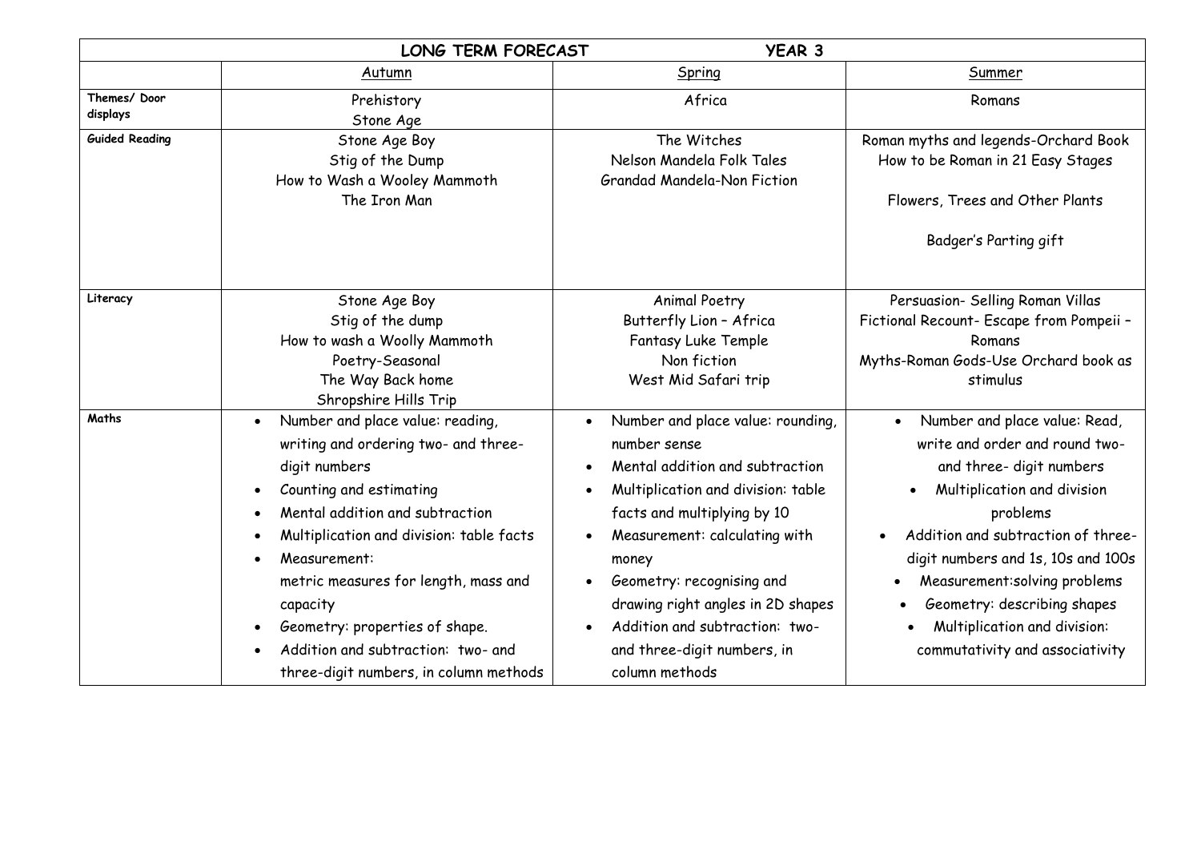| LONG TERM FORECAST YEAR 3 | | | |
|---|---|---|---|
| | Autumn | Spring | Summer |
| **Themes/ Door displays** | Prehistory<br>Stone Age | Africa | Romans |
| **Guided Reading** | Stone Age Boy<br>Stig of the Dump<br>How to Wash a Wooley Mammoth<br>The Iron Man | The Witches<br>Nelson Mandela Folk Tales<br>Grandad Mandela-Non Fiction | Roman myths and legends-Orchard Book<br>How to be Roman in 21 Easy Stages<br><br>Flowers, Trees and Other Plants<br><br>Badger's Parting gift |
| **Literacy** | Stone Age Boy<br>Stig of the dump<br>How to wash a Woolly Mammoth<br>Poetry-Seasonal<br>The Way Back home<br>Shropshire Hills Trip | Animal Poetry<br>Butterfly Lion – Africa<br>Fantasy Luke Temple<br>Non fiction<br>West Mid Safari trip | Persuasion- Selling Roman Villas<br>Fictional Recount- Escape from Pompeii – Romans<br>Myths-Roman Gods-Use Orchard book as stimulus |
| **Maths** | • Number and place value: reading, writing and ordering two- and three-digit numbers<br>• Counting and estimating<br>• Mental addition and subtraction<br>• Multiplication and division: table facts<br>• Measurement: metric measures for length, mass and capacity<br>• Geometry: properties of shape.<br>• Addition and subtraction: two- and three-digit numbers, in column methods | • Number and place value: rounding, number sense<br>• Mental addition and subtraction<br>• Multiplication and division: table facts and multiplying by 10<br>• Measurement: calculating with money<br>• Geometry: recognising and drawing right angles in 2D shapes<br>• Addition and subtraction: two- and three-digit numbers, in column methods | • Number and place value: Read, write and order and round two- and three- digit numbers<br>• Multiplication and division problems<br>• Addition and subtraction of three-digit numbers and 1s, 10s and 100s<br>• Measurement:solving problems<br>• Geometry: describing shapes<br>• Multiplication and division: commutativity and associativity |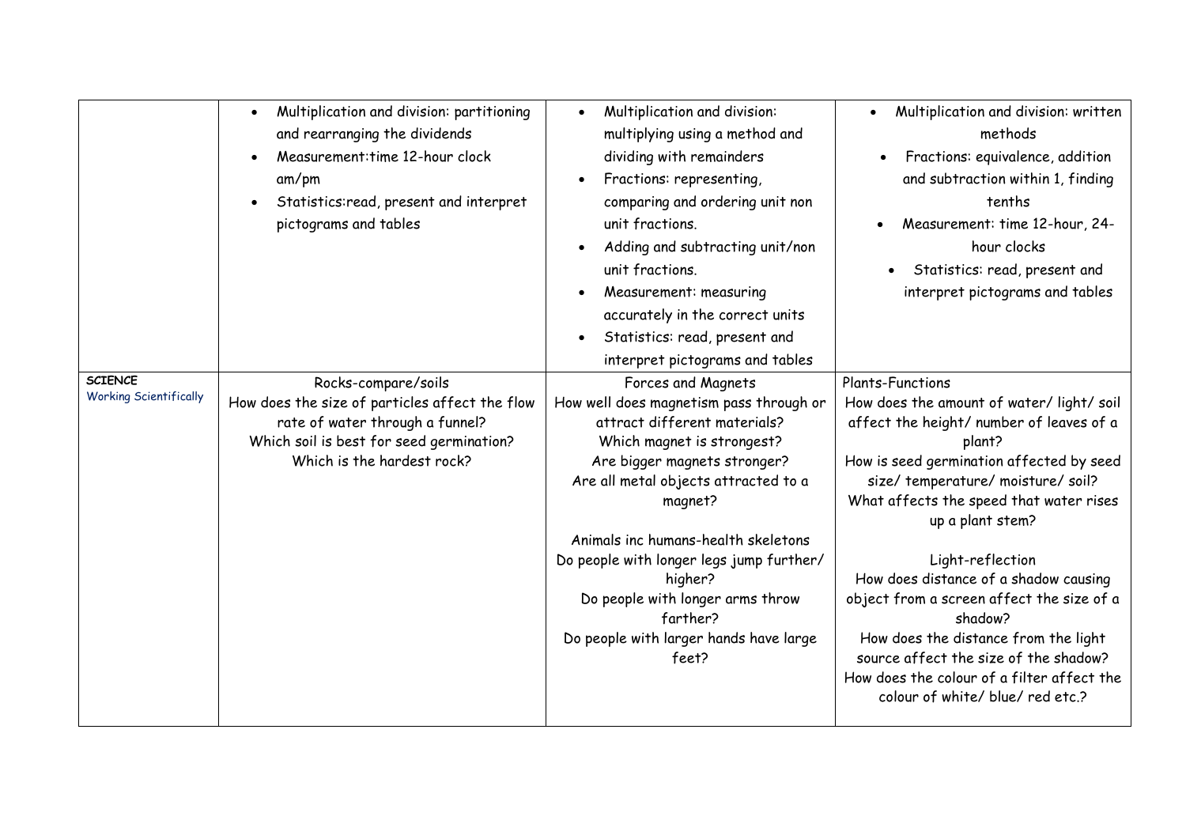| | | | |
|---|---|---|---|
| | <ul><li>Multiplication and division: partitioning and rearranging the dividends</li><li>Measurement:time 12-hour clock am/pm</li><li>Statistics:read, present and interpret pictograms and tables</li></ul> | <ul><li>Multiplication and division: multiplying using a method and dividing with remainders</li><li>Fractions: representing, comparing and ordering unit non unit fractions.</li><li>Adding and subtracting unit/non unit fractions.</li><li>Measurement: measuring accurately in the correct units</li><li>Statistics: read, present and interpret pictograms and tables</li></ul> | <ul><li>Multiplication and division: written methods</li><li>Fractions: equivalence, addition and subtraction within 1, finding tenths</li><li>Measurement: time 12-hour, 24-hour clocks</li><li>Statistics: read, present and interpret pictograms and tables</li></ul> |
| **SCIENCE**<br>Working Scientifically | Rocks-compare/soils<br>How does the size of particles affect the flow rate of water through a funnel?<br>Which soil is best for seed germination?<br>Which is the hardest rock? | Forces and Magnets<br>How well does magnetism pass through or attract different materials?<br>Which magnet is strongest?<br>Are bigger magnets stronger?<br>Are all metal objects attracted to a magnet?<br><br>Animals inc humans-health skeletons<br>Do people with longer legs jump further/ higher?<br>Do people with longer arms throw farther?<br>Do people with larger hands have large feet? | Plants-Functions<br>How does the amount of water/ light/ soil affect the height/ number of leaves of a plant?<br>How is seed germination affected by seed size/ temperature/ moisture/ soil?<br>What affects the speed that water rises up a plant stem?<br><br>Light-reflection<br>How does distance of a shadow causing object from a screen affect the size of a shadow?<br>How does the distance from the light source affect the size of the shadow?<br>How does the colour of a filter affect the colour of white/ blue/ red etc.? |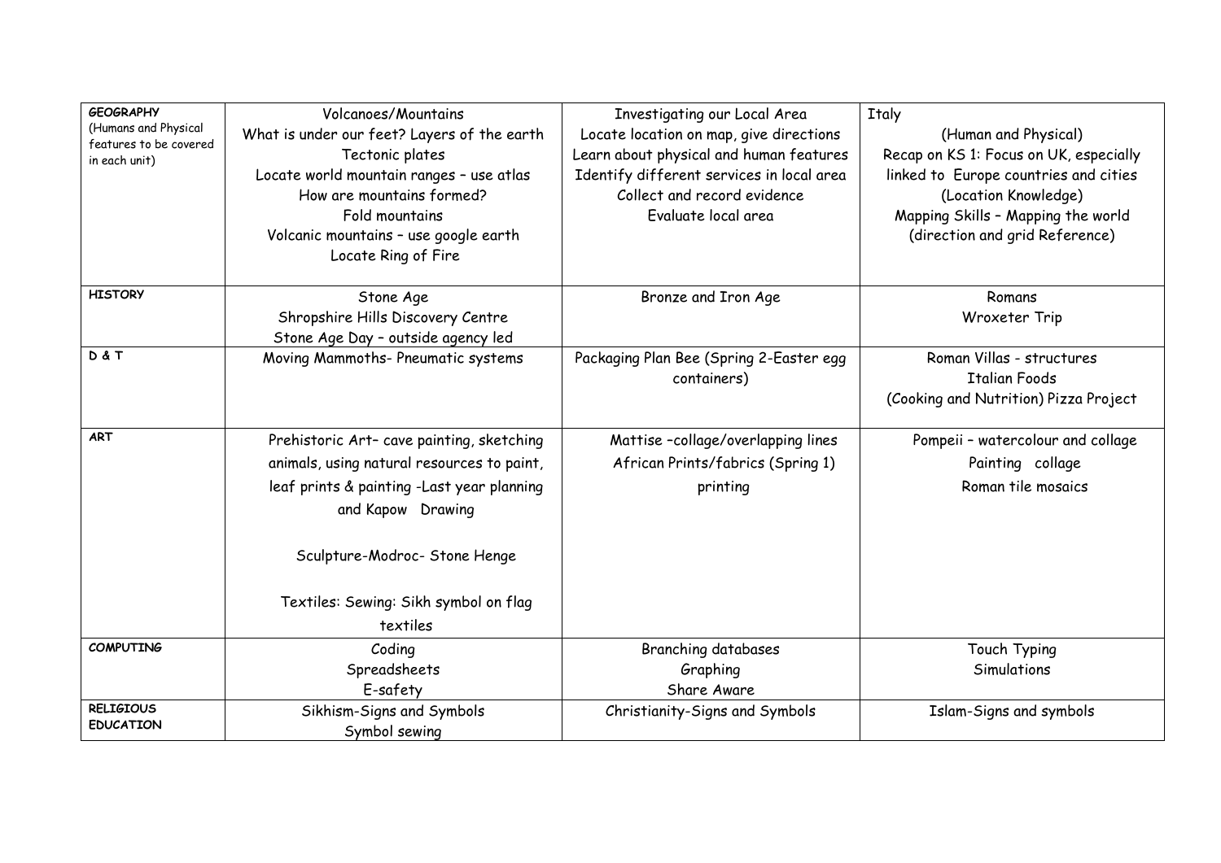| | | | |
|---|---|---|---|
| **GEOGRAPHY**<br>(Humans and Physical features to be covered in each unit) | Volcanoes/Mountains<br>What is under our feet? Layers of the earth<br>Tectonic plates<br>Locate world mountain ranges – use atlas<br>How are mountains formed?<br>Fold mountains<br>Volcanic mountains – use google earth<br>Locate Ring of Fire | Investigating our Local Area<br>Locate location on map, give directions<br>Learn about physical and human features<br>Identify different services in local area<br>Collect and record evidence<br>Evaluate local area | Italy<br>(Human and Physical)<br>Recap on KS 1: Focus on UK, especially linked to Europe countries and cities<br>(Location Knowledge)<br>Mapping Skills – Mapping the world (direction and grid Reference) |
| **HISTORY** | Stone Age<br>Shropshire Hills Discovery Centre<br>Stone Age Day – outside agency led | Bronze and Iron Age | Romans<br>Wroxeter Trip |
| **D & T** | Moving Mammoths- Pneumatic systems | Packaging Plan Bee (Spring 2-Easter egg containers) | Roman Villas - structures<br>Italian Foods<br>(Cooking and Nutrition) Pizza Project |
| **ART** | Prehistoric Art– cave painting, sketching animals, using natural resources to paint, leaf prints & painting -Last year planning and Kapow Drawing<br><br>Sculpture-Modroc- Stone Henge<br><br>Textiles: Sewing: Sikh symbol on flag textiles | Mattise –collage/overlapping lines<br>African Prints/fabrics (Spring 1)<br>printing | Pompeii – watercolour and collage<br>Painting collage<br>Roman tile mosaics |
| **COMPUTING** | Coding<br>Spreadsheets<br>E-safety | Branching databases<br>Graphing<br>Share Aware | Touch Typing<br>Simulations |
| **RELIGIOUS EDUCATION** | Sikhism-Signs and Symbols<br>Symbol sewing | Christianity-Signs and Symbols | Islam-Signs and symbols |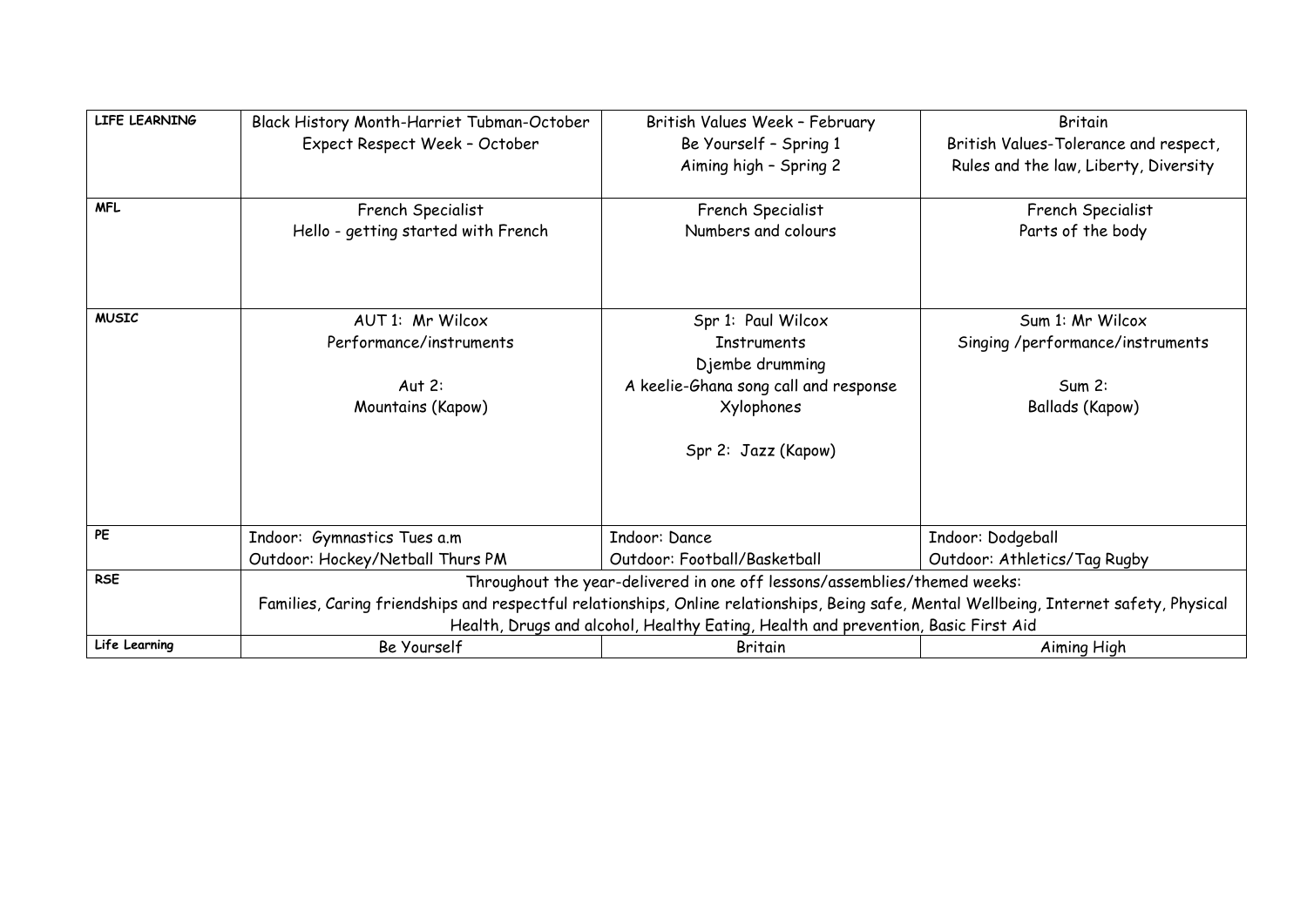| | | | |
|---|---|---|---|
| **LIFE LEARNING** | Black History Month-Harriet Tubman-October<br>Expect Respect Week – October | British Values Week – February<br>Be Yourself – Spring 1<br>Aiming high – Spring 2 | Britain<br>British Values-Tolerance and respect, Rules and the law, Liberty, Diversity |
| **MFL** | French Specialist<br>Hello - getting started with French | French Specialist<br>Numbers and colours | French Specialist<br>Parts of the body |
| **MUSIC** | AUT 1: Mr Wilcox<br>Performance/instruments<br><br>Aut 2:<br>Mountains (Kapow) | Spr 1: Paul Wilcox<br>Instruments<br>Djembe drumming<br>A keelie-Ghana song call and response<br>Xylophones<br><br>Spr 2: Jazz (Kapow) | Sum 1: Mr Wilcox<br>Singing /performance/instruments<br><br>Sum 2:<br>Ballads (Kapow) |
| **PE** | Indoor: Gymnastics Tues a.m<br>Outdoor: Hockey/Netball Thurs PM | Indoor: Dance<br>Outdoor: Football/Basketball | Indoor: Dodgeball<br>Outdoor: Athletics/Tag Rugby |
| **RSE** | Throughout the year-delivered in one off lessons/assemblies/themed weeks:<br>Families, Caring friendships and respectful relationships, Online relationships, Being safe, Mental Wellbeing, Internet safety, Physical Health, Drugs and alcohol, Healthy Eating, Health and prevention, Basic First Aid | | |
| **Life Learning** | Be Yourself | Britain | Aiming High |